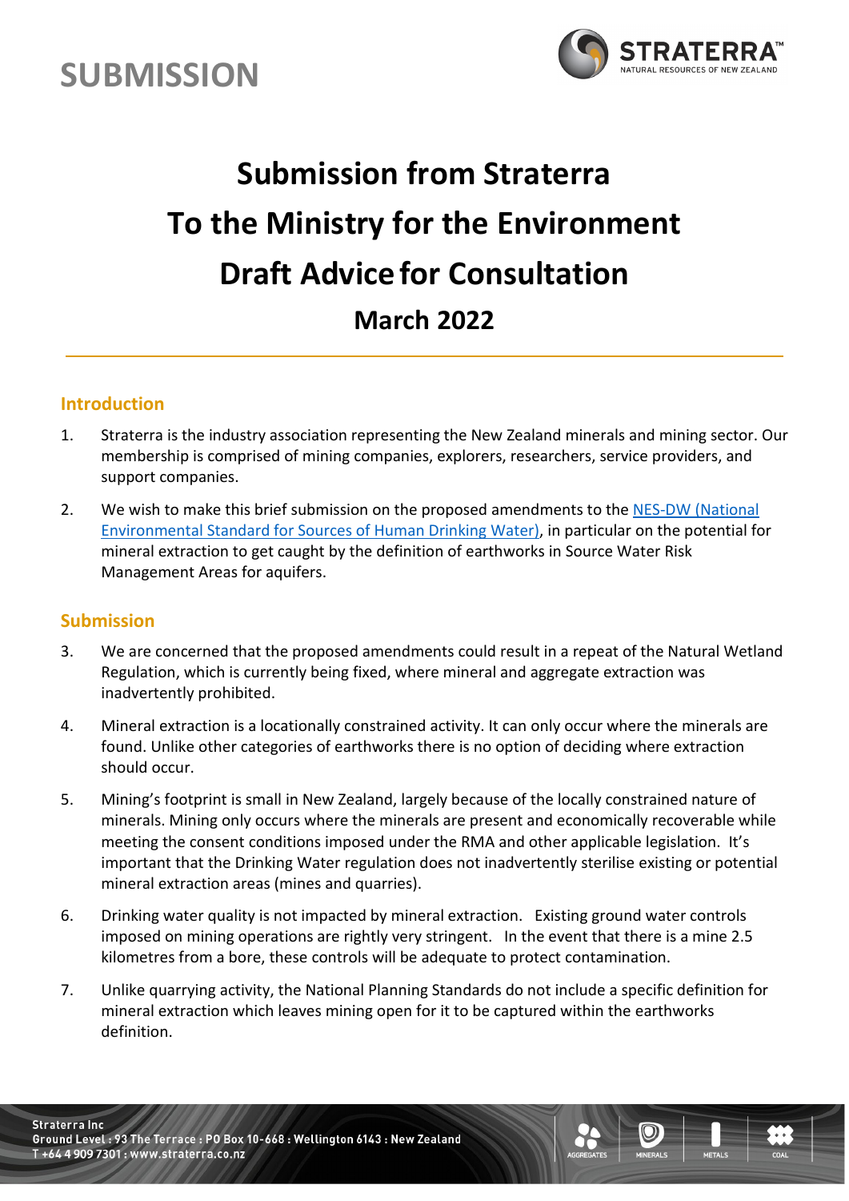# SUBMISSION

# Submission from Straterra
# To the Ministry for the Environment
# Draft Advice for Consultation
## March 2022

---

### Introduction

1. Straterra is the industry association representing the New Zealand minerals and mining sector. Our membership is comprised of mining companies, explorers, researchers, service providers, and support companies.

2. We wish to make this brief submission on the proposed amendments to the NES-DW (National Environmental Standard for Sources of Human Drinking Water), in particular on the potential for mineral extraction to get caught by the definition of earthworks in Source Water Risk Management Areas for aquifers.

### Submission

3. We are concerned that the proposed amendments could result in a repeat of the Natural Wetland Regulation, which is currently being fixed, where mineral and aggregate extraction was inadvertently prohibited.

4. Mineral extraction is a locationally constrained activity. It can only occur where the minerals are found. Unlike other categories of earthworks there is no option of deciding where extraction should occur.

5. Mining's footprint is small in New Zealand, largely because of the locally constrained nature of minerals. Mining only occurs where the minerals are present and economically recoverable while meeting the consent conditions imposed under the RMA and other applicable legislation. It's important that the Drinking Water regulation does not inadvertently sterilise existing or potential mineral extraction areas (mines and quarries).

6. Drinking water quality is not impacted by mineral extraction. Existing ground water controls imposed on mining operations are rightly very stringent. In the event that there is a mine 2.5 kilometres from a bore, these controls will be adequate to protect contamination.

7. Unlike quarrying activity, the National Planning Standards do not include a specific definition for mineral extraction which leaves mining open for it to be captured within the earthworks definition.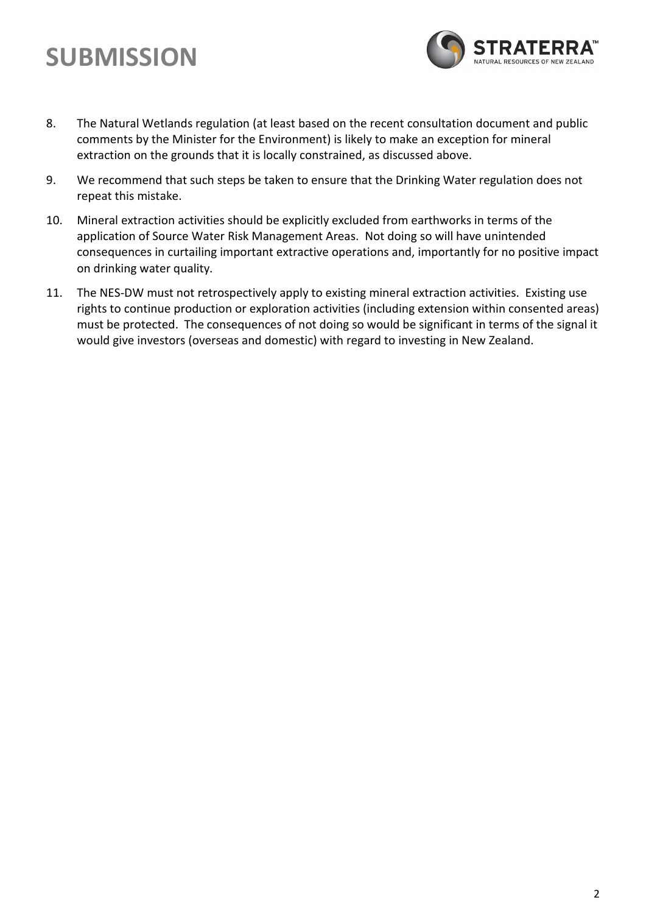8. The Natural Wetlands regulation (at least based on the recent consultation document and public comments by the Minister for the Environment) is likely to make an exception for mineral extraction on the grounds that it is locally constrained, as discussed above.
9. We recommend that such steps be taken to ensure that the Drinking Water regulation does not repeat this mistake.
10. Mineral extraction activities should be explicitly excluded from earthworks in terms of the application of Source Water Risk Management Areas. Not doing so will have unintended consequences in curtailing important extractive operations and, importantly for no positive impact on drinking water quality.
11. The NES-DW must not retrospectively apply to existing mineral extraction activities. Existing use rights to continue production or exploration activities (including extension within consented areas) must be protected. The consequences of not doing so would be significant in terms of the signal it would give investors (overseas and domestic) with regard to investing in New Zealand.